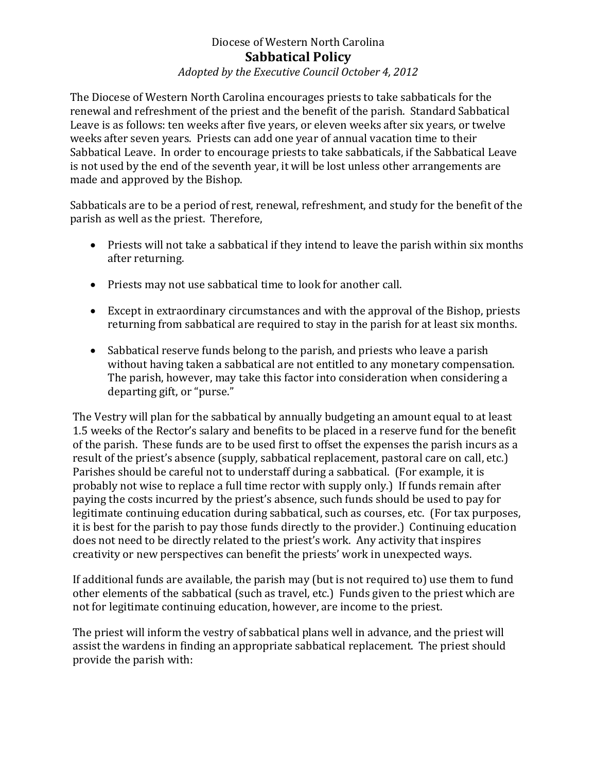Diocese of Western North Carolina

# Sabbatical Policy

*Adopted by the Executive Council October 4, 2012*

The Diocese of Western North Carolina encourages priests to take sabbaticals for the renewal and refreshment of the priest and the benefit of the parish. Standard Sabbatical Leave is as follows: ten weeks after five years, or eleven weeks after six years, or twelve weeks after seven years. Priests can add one year of annual vacation time to their Sabbatical Leave. In order to encourage priests to take sabbaticals, if the Sabbatical Leave is not used by the end of the seventh year, it will be lost unless other arrangements are made and approved by the Bishop.

Sabbaticals are to be a period of rest, renewal, refreshment, and study for the benefit of the parish as well as the priest. Therefore,

- Priests will not take a sabbatical if they intend to leave the parish within six months after returning.
- Priests may not use sabbatical time to look for another call.
- Except in extraordinary circumstances and with the approval of the Bishop, priests returning from sabbatical are required to stay in the parish for at least six months.
- Sabbatical reserve funds belong to the parish, and priests who leave a parish without having taken a sabbatical are not entitled to any monetary compensation. The parish, however, may take this factor into consideration when considering a departing gift, or "purse."

The Vestry will plan for the sabbatical by annually budgeting an amount equal to at least 1.5 weeks of the Rector's salary and benefits to be placed in a reserve fund for the benefit of the parish. These funds are to be used first to offset the expenses the parish incurs as a result of the priest's absence (supply, sabbatical replacement, pastoral care on call, etc.) Parishes should be careful not to understaff during a sabbatical. (For example, it is probably not wise to replace a full time rector with supply only.) If funds remain after paying the costs incurred by the priest's absence, such funds should be used to pay for legitimate continuing education during sabbatical, such as courses, etc. (For tax purposes, it is best for the parish to pay those funds directly to the provider.) Continuing education does not need to be directly related to the priest's work. Any activity that inspires creativity or new perspectives can benefit the priests' work in unexpected ways.

If additional funds are available, the parish may (but is not required to) use them to fund other elements of the sabbatical (such as travel, etc.) Funds given to the priest which are not for legitimate continuing education, however, are income to the priest.

The priest will inform the vestry of sabbatical plans well in advance, and the priest will assist the wardens in finding an appropriate sabbatical replacement. The priest should provide the parish with: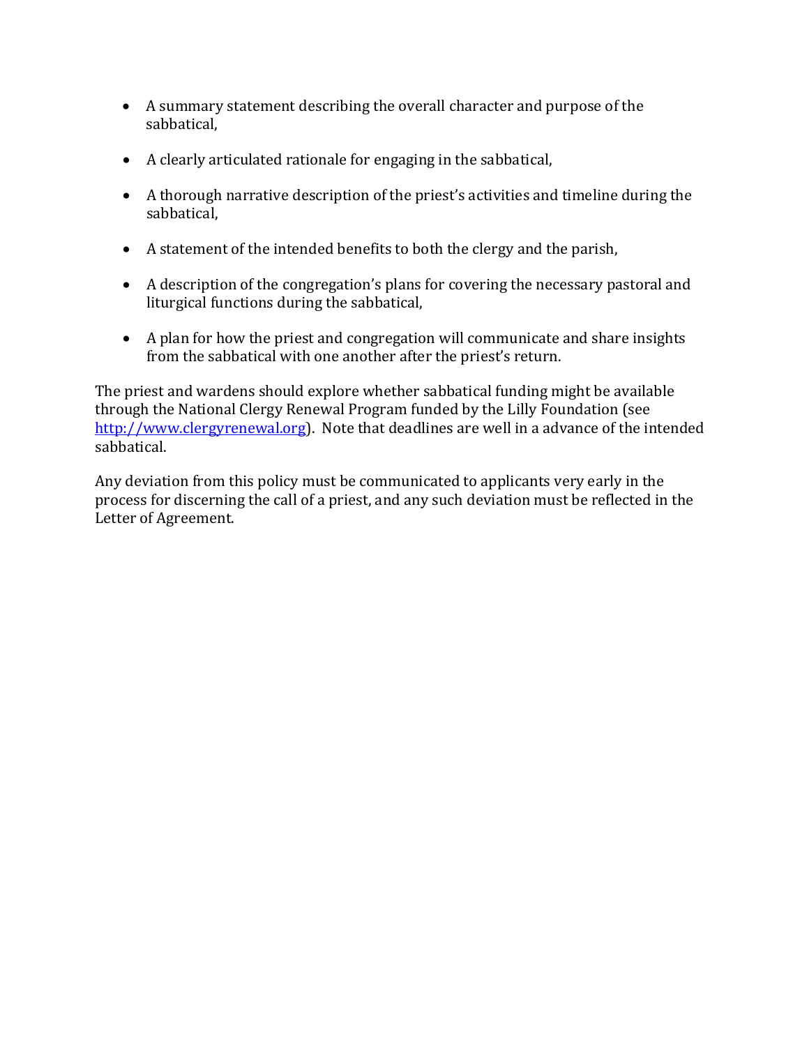- A summary statement describing the overall character and purpose of the sabbatical,
- A clearly articulated rationale for engaging in the sabbatical,
- A thorough narrative description of the priest's activities and timeline during the sabbatical,
- A statement of the intended benefits to both the clergy and the parish,
- A description of the congregation's plans for covering the necessary pastoral and liturgical functions during the sabbatical,
- A plan for how the priest and congregation will communicate and share insights from the sabbatical with one another after the priest's return.

The priest and wardens should explore whether sabbatical funding might be available through the National Clergy Renewal Program funded by the Lilly Foundation (see [http://www.clergyrenewal.org](http://www.clergyrenewal.org)). Note that deadlines are well in a advance of the intended sabbatical.

Any deviation from this policy must be communicated to applicants very early in the process for discerning the call of a priest, and any such deviation must be reflected in the Letter of Agreement.